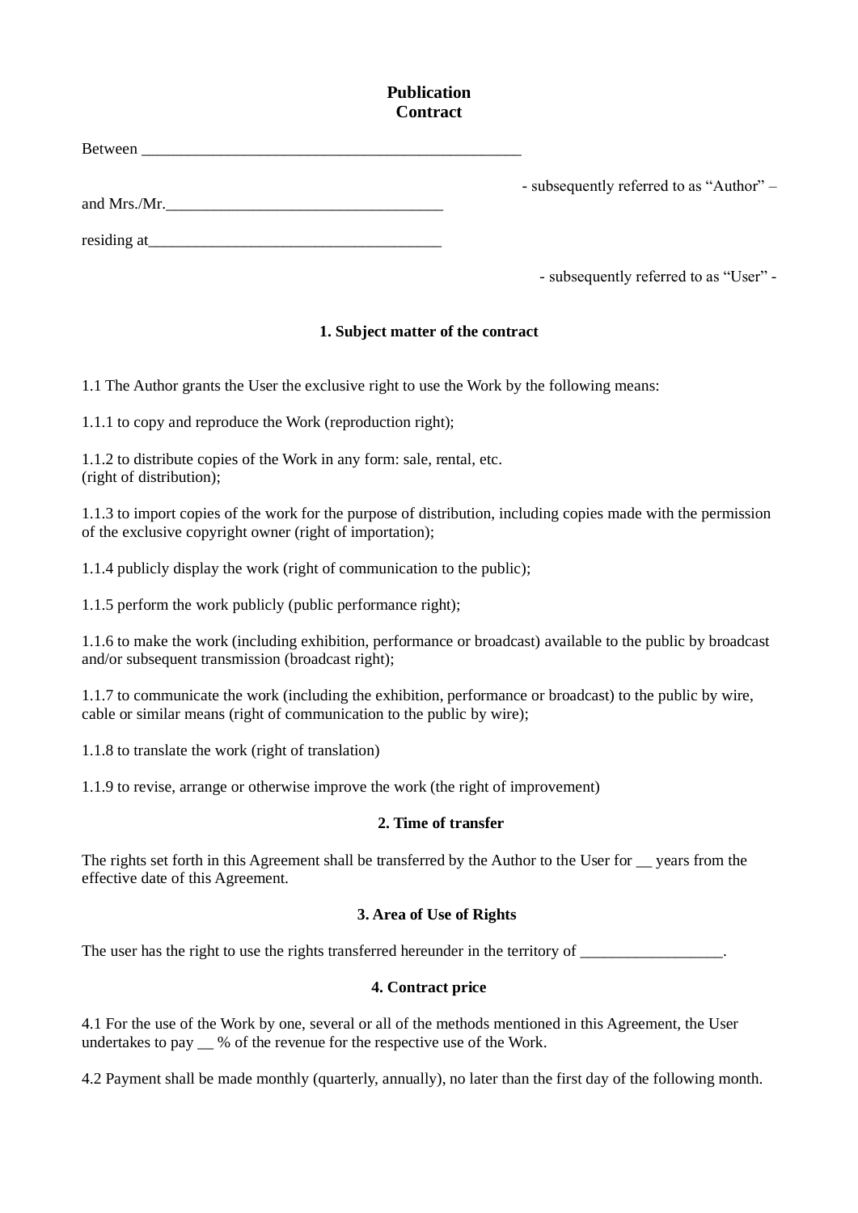# Publication Contract

Between _______________________________________________

- subsequently referred to as “Author” –

and Mrs./Mr.__________________________________

residing at____________________________________

- subsequently referred to as “User” -

## 1. Subject matter of the contract

1.1 The Author grants the User the exclusive right to use the Work by the following means:

1.1.1 to copy and reproduce the Work (reproduction right);

1.1.2 to distribute copies of the Work in any form: sale, rental, etc. (right of distribution);

1.1.3 to import copies of the work for the purpose of distribution, including copies made with the permission of the exclusive copyright owner (right of importation);

1.1.4 publicly display the work (right of communication to the public);

1.1.5 perform the work publicly (public performance right);

1.1.6 to make the work (including exhibition, performance or broadcast) available to the public by broadcast and/or subsequent transmission (broadcast right);

1.1.7 to communicate the work (including the exhibition, performance or broadcast) to the public by wire, cable or similar means (right of communication to the public by wire);

1.1.8 to translate the work (right of translation)

1.1.9 to revise, arrange or otherwise improve the work (the right of improvement)

## 2. Time of transfer

The rights set forth in this Agreement shall be transferred by the Author to the User for __ years from the effective date of this Agreement.

## 3. Area of Use of Rights

The user has the right to use the rights transferred hereunder in the territory of _________________.

## 4. Contract price

4.1 For the use of the Work by one, several or all of the methods mentioned in this Agreement, the User undertakes to pay __ % of the revenue for the respective use of the Work.

4.2 Payment shall be made monthly (quarterly, annually), no later than the first day of the following month.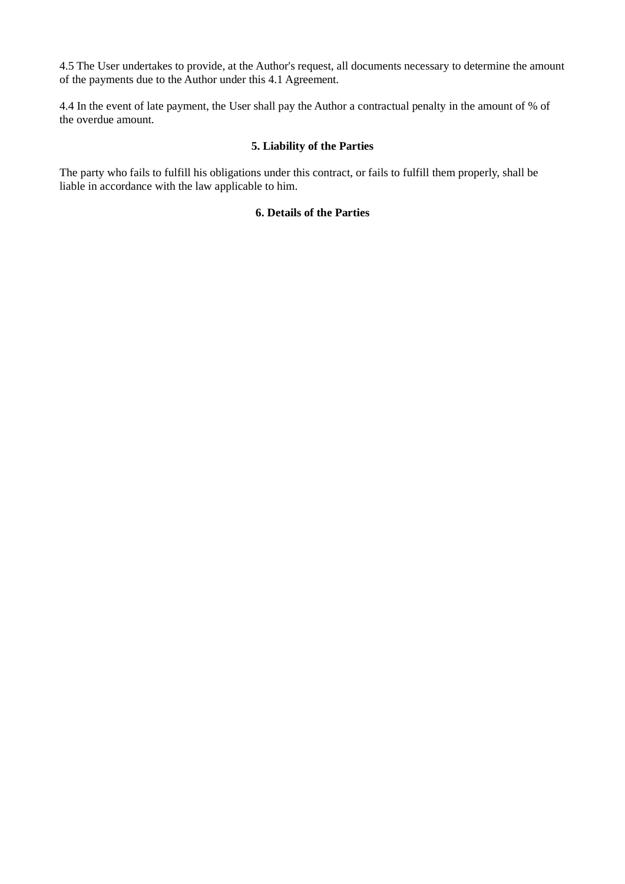4.5 The User undertakes to provide, at the Author's request, all documents necessary to determine the amount of the payments due to the Author under this 4.1 Agreement.

4.4 In the event of late payment, the User shall pay the Author a contractual penalty in the amount of % of the overdue amount.

## 5. Liability of the Parties

The party who fails to fulfill his obligations under this contract, or fails to fulfill them properly, shall be liable in accordance with the law applicable to him.

## 6. Details of the Parties